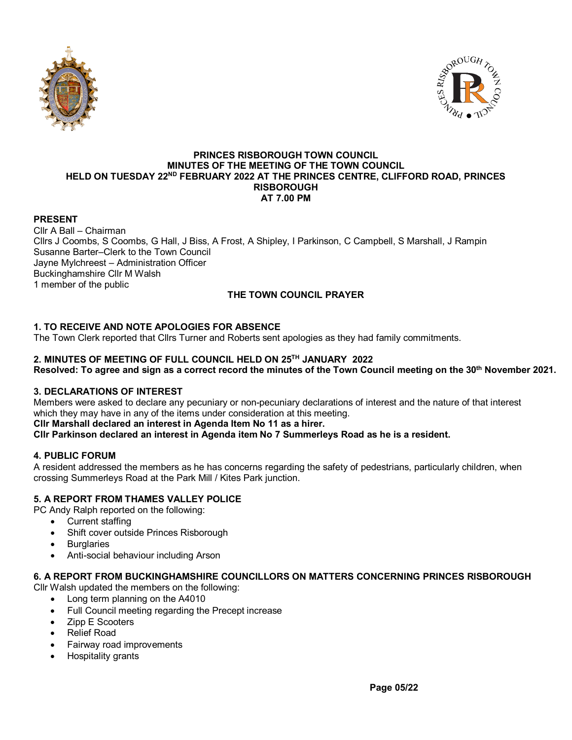# PRINCES RISBOROUGH TOWN COUNCIL
## MINUTES OF THE MEETING OF THE TOWN COUNCIL
## HELD ON TUESDAY 22ND FEBRUARY 2022 AT THE PRINCES CENTRE, CLIFFORD ROAD, PRINCES RISBOROUGH
## AT 7.00 PM

**PRESENT**

Cllr A Ball – Chairman
Cllrs J Coombs, S Coombs, G Hall, J Biss, A Frost, A Shipley, I Parkinson, C Campbell, S Marshall, J Rampin
Susanne Barter–Clerk to the Town Council
Jayne Mylchreest – Administration Officer
Buckinghamshire Cllr M Walsh
1 member of the public

**THE TOWN COUNCIL PRAYER**

**1. TO RECEIVE AND NOTE APOLOGIES FOR ABSENCE**

The Town Clerk reported that Cllrs Turner and Roberts sent apologies as they had family commitments.

**2. MINUTES OF MEETING OF FULL COUNCIL HELD ON 25TH JANUARY 2022**

**Resolved: To agree and sign as a correct record the minutes of the Town Council meeting on the 30th November 2021.**

**3. DECLARATIONS OF INTEREST**

Members were asked to declare any pecuniary or non-pecuniary declarations of interest and the nature of that interest which they may have in any of the items under consideration at this meeting.

**Cllr Marshall declared an interest in Agenda Item No 11 as a hirer.**

**Cllr Parkinson declared an interest in Agenda item No 7 Summerleys Road as he is a resident.**

**4. PUBLIC FORUM**

A resident addressed the members as he has concerns regarding the safety of pedestrians, particularly children, when crossing Summerleys Road at the Park Mill / Kites Park junction.

**5. A REPORT FROM THAMES VALLEY POLICE**

PC Andy Ralph reported on the following:

- Current staffing
- Shift cover outside Princes Risborough
- Burglaries
- Anti-social behaviour including Arson

**6. A REPORT FROM BUCKINGHAMSHIRE COUNCILLORS ON MATTERS CONCERNING PRINCES RISBOROUGH**

Cllr Walsh updated the members on the following:

- Long term planning on the A4010
- Full Council meeting regarding the Precept increase
- Zipp E Scooters
- Relief Road
- Fairway road improvements
- Hospitality grants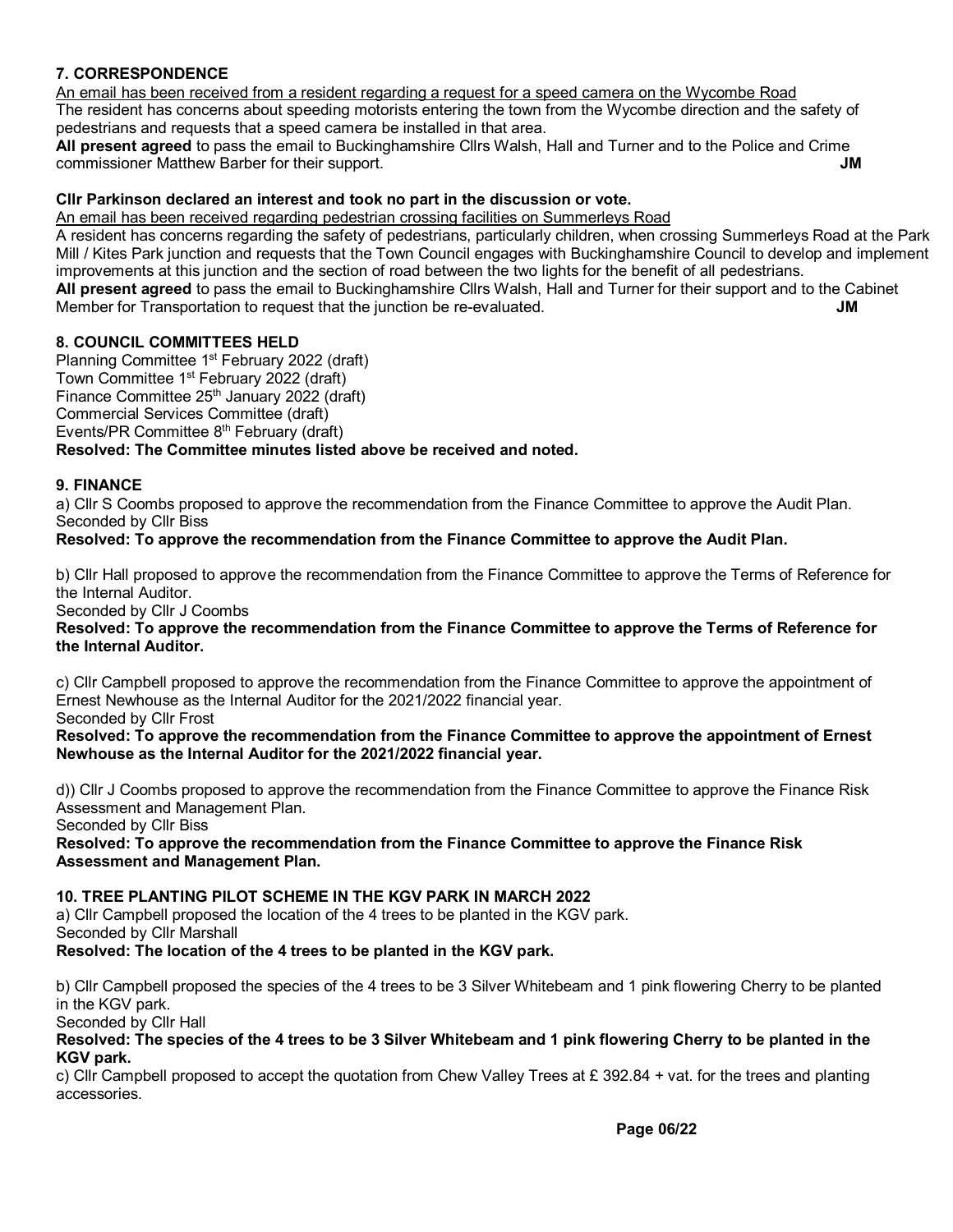### 7. CORRESPONDENCE

An email has been received from a resident regarding a request for a speed camera on the Wycombe Road

The resident has concerns about speeding motorists entering the town from the Wycombe direction and the safety of pedestrians and requests that a speed camera be installed in that area.

**All present agreed** to pass the email to Buckinghamshire Cllrs Walsh, Hall and Turner and to the Police and Crime commissioner Matthew Barber for their support. **JM**

**Cllr Parkinson declared an interest and took no part in the discussion or vote.**

An email has been received regarding pedestrian crossing facilities on Summerleys Road

A resident has concerns regarding the safety of pedestrians, particularly children, when crossing Summerleys Road at the Park Mill / Kites Park junction and requests that the Town Council engages with Buckinghamshire Council to develop and implement improvements at this junction and the section of road between the two lights for the benefit of all pedestrians.

**All present agreed** to pass the email to Buckinghamshire Cllrs Walsh, Hall and Turner for their support and to the Cabinet Member for Transportation to request that the junction be re-evaluated. **JM**

### 8. COUNCIL COMMITTEES HELD

Planning Committee 1st February 2022 (draft)
Town Committee 1st February 2022 (draft)
Finance Committee 25th January 2022 (draft)
Commercial Services Committee (draft)
Events/PR Committee 8th February (draft)

**Resolved: The Committee minutes listed above be received and noted.**

### 9. FINANCE

a) Cllr S Coombs proposed to approve the recommendation from the Finance Committee to approve the Audit Plan.
Seconded by Cllr Biss

**Resolved: To approve the recommendation from the Finance Committee to approve the Audit Plan.**

b) Cllr Hall proposed to approve the recommendation from the Finance Committee to approve the Terms of Reference for the Internal Auditor.
Seconded by Cllr J Coombs

**Resolved: To approve the recommendation from the Finance Committee to approve the Terms of Reference for the Internal Auditor.**

c) Cllr Campbell proposed to approve the recommendation from the Finance Committee to approve the appointment of Ernest Newhouse as the Internal Auditor for the 2021/2022 financial year.
Seconded by Cllr Frost

**Resolved: To approve the recommendation from the Finance Committee to approve the appointment of Ernest Newhouse as the Internal Auditor for the 2021/2022 financial year.**

d)) Cllr J Coombs proposed to approve the recommendation from the Finance Committee to approve the Finance Risk Assessment and Management Plan.
Seconded by Cllr Biss

**Resolved: To approve the recommendation from the Finance Committee to approve the Finance Risk Assessment and Management Plan.**

### 10. TREE PLANTING PILOT SCHEME IN THE KGV PARK IN MARCH 2022

a) Cllr Campbell proposed the location of the 4 trees to be planted in the KGV park.
Seconded by Cllr Marshall

**Resolved: The location of the 4 trees to be planted in the KGV park.**

b) Cllr Campbell proposed the species of the 4 trees to be 3 Silver Whitebeam and 1 pink flowering Cherry to be planted in the KGV park.
Seconded by Cllr Hall

**Resolved: The species of the 4 trees to be 3 Silver Whitebeam and 1 pink flowering Cherry to be planted in the KGV park.**

c) Cllr Campbell proposed to accept the quotation from Chew Valley Trees at £ 392.84 + vat. for the trees and planting accessories.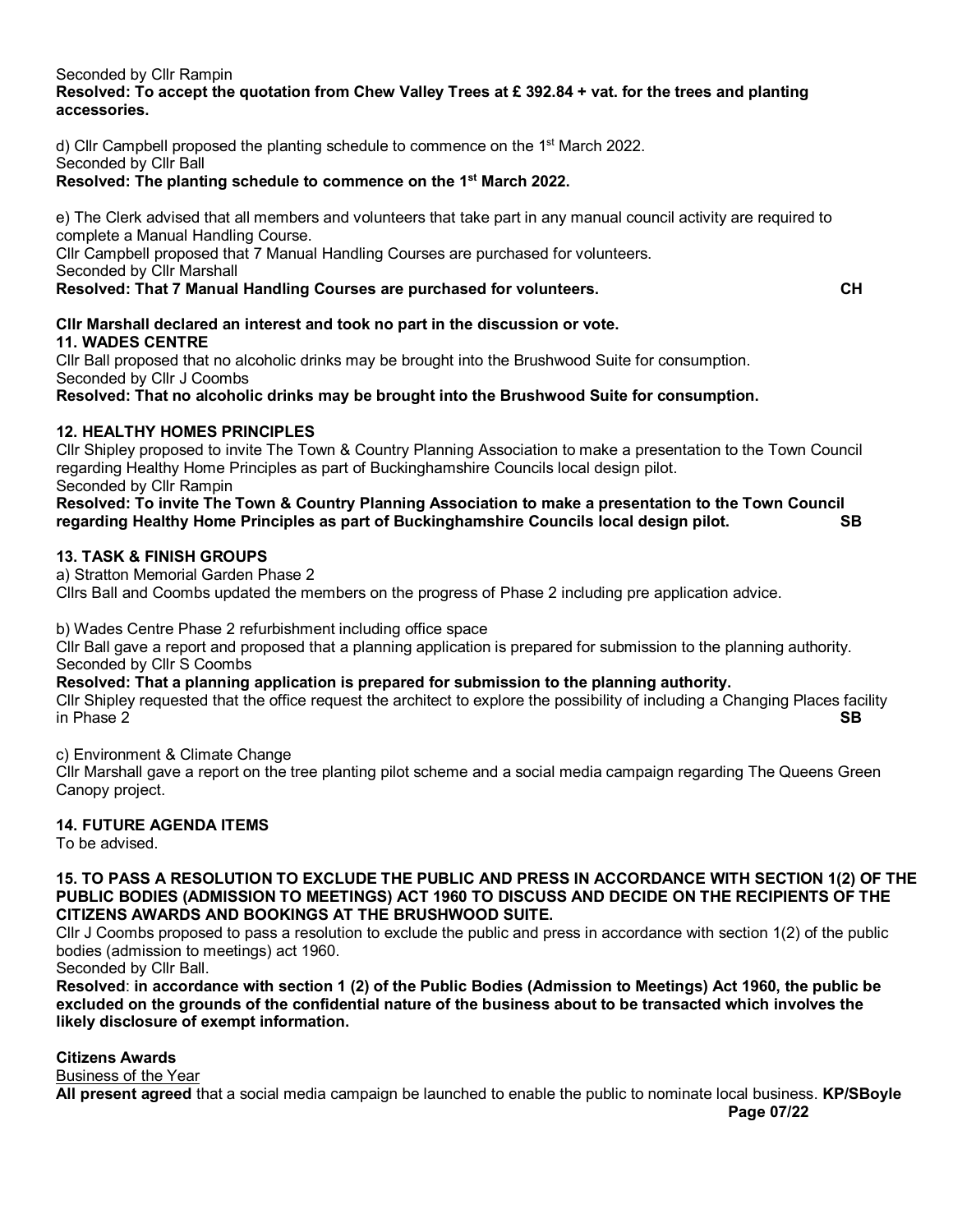Seconded by Cllr Rampin
**Resolved: To accept the quotation from Chew Valley Trees at £ 392.84 + vat. for the trees and planting accessories.**

d) Cllr Campbell proposed the planting schedule to commence on the 1st March 2022.
Seconded by Cllr Ball
**Resolved: The planting schedule to commence on the 1st March 2022.**

e) The Clerk advised that all members and volunteers that take part in any manual council activity are required to complete a Manual Handling Course.
Cllr Campbell proposed that 7 Manual Handling Courses are purchased for volunteers.
Seconded by Cllr Marshall
**Resolved: That 7 Manual Handling Courses are purchased for volunteers. CH**

**Cllr Marshall declared an interest and took no part in the discussion or vote.**

**11. WADES CENTRE**

Cllr Ball proposed that no alcoholic drinks may be brought into the Brushwood Suite for consumption.
Seconded by Cllr J Coombs
**Resolved: That no alcoholic drinks may be brought into the Brushwood Suite for consumption.**

**12. HEALTHY HOMES PRINCIPLES**

Cllr Shipley proposed to invite The Town & Country Planning Association to make a presentation to the Town Council regarding Healthy Home Principles as part of Buckinghamshire Councils local design pilot.
Seconded by Cllr Rampin
**Resolved: To invite The Town & Country Planning Association to make a presentation to the Town Council regarding Healthy Home Principles as part of Buckinghamshire Councils local design pilot. SB**

**13. TASK & FINISH GROUPS**

a) Stratton Memorial Garden Phase 2
Cllrs Ball and Coombs updated the members on the progress of Phase 2 including pre application advice.

b) Wades Centre Phase 2 refurbishment including office space
Cllr Ball gave a report and proposed that a planning application is prepared for submission to the planning authority.
Seconded by Cllr S Coombs
**Resolved: That a planning application is prepared for submission to the planning authority.**
Cllr Shipley requested that the office request the architect to explore the possibility of including a Changing Places facility in Phase 2 **SB**

c) Environment & Climate Change
Cllr Marshall gave a report on the tree planting pilot scheme and a social media campaign regarding The Queens Green Canopy project.

**14. FUTURE AGENDA ITEMS**

To be advised.

**15. TO PASS A RESOLUTION TO EXCLUDE THE PUBLIC AND PRESS IN ACCORDANCE WITH SECTION 1(2) OF THE PUBLIC BODIES (ADMISSION TO MEETINGS) ACT 1960 TO DISCUSS AND DECIDE ON THE RECIPIENTS OF THE CITIZENS AWARDS AND BOOKINGS AT THE BRUSHWOOD SUITE.**

Cllr J Coombs proposed to pass a resolution to exclude the public and press in accordance with section 1(2) of the public bodies (admission to meetings) act 1960.
Seconded by Cllr Ball.
**Resolved**: **in accordance with section 1 (2) of the Public Bodies (Admission to Meetings) Act 1960, the public be excluded on the grounds of the confidential nature of the business about to be transacted which involves the likely disclosure of exempt information.**

**Citizens Awards**

Business of the Year
**All present agreed** that a social media campaign be launched to enable the public to nominate local business. **KP/SBoyle**

**Page 07/22**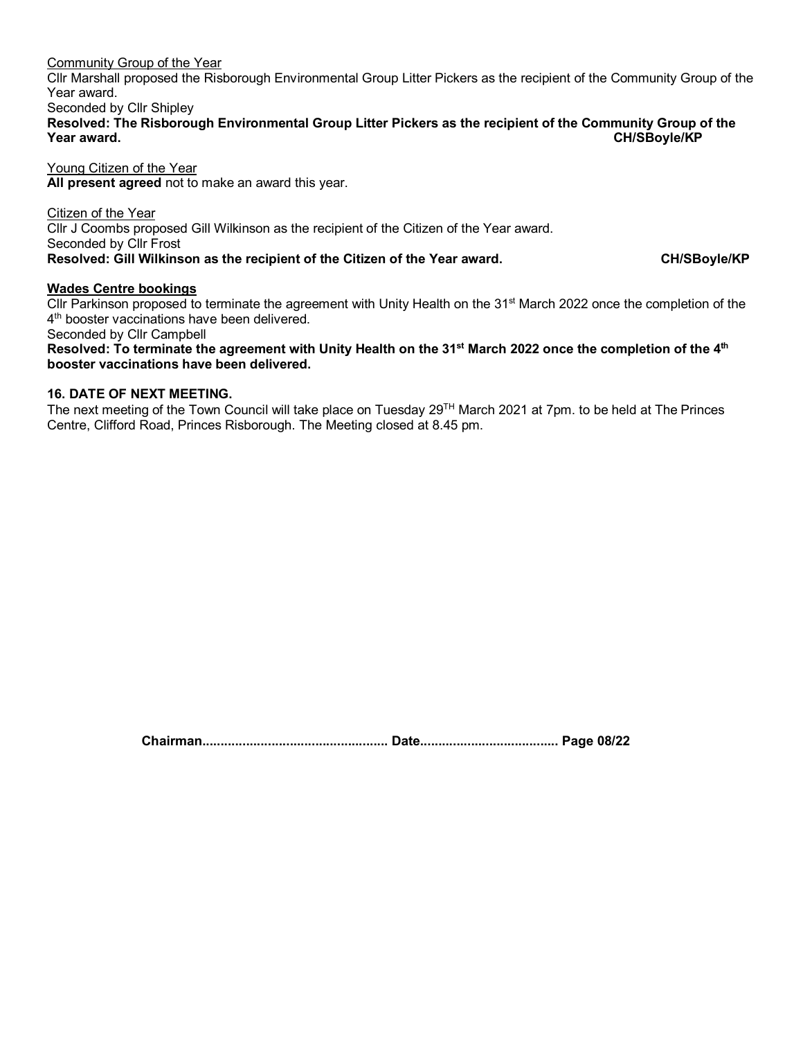Community Group of the Year

Cllr Marshall proposed the Risborough Environmental Group Litter Pickers as the recipient of the Community Group of the Year award.

Seconded by Cllr Shipley

**Resolved: The Risborough Environmental Group Litter Pickers as the recipient of the Community Group of the Year award.** **CH/SBoyle/KP**

Young Citizen of the Year

**All present agreed** not to make an award this year.

Citizen of the Year

Cllr J Coombs proposed Gill Wilkinson as the recipient of the Citizen of the Year award.

Seconded by Cllr Frost

**Resolved: Gill Wilkinson as the recipient of the Citizen of the Year award.** **CH/SBoyle/KP**

**Wades Centre bookings**

Cllr Parkinson proposed to terminate the agreement with Unity Health on the 31st March 2022 once the completion of the 4th booster vaccinations have been delivered.

Seconded by Cllr Campbell

**Resolved: To terminate the agreement with Unity Health on the 31st March 2022 once the completion of the 4th booster vaccinations have been delivered.**

### 16. DATE OF NEXT MEETING.

The next meeting of the Town Council will take place on Tuesday 29TH March 2021 at 7pm. to be held at The Princes Centre, Clifford Road, Princes Risborough. The Meeting closed at 8.45 pm.

**Chairman................................................... Date..................................... Page 08/22**